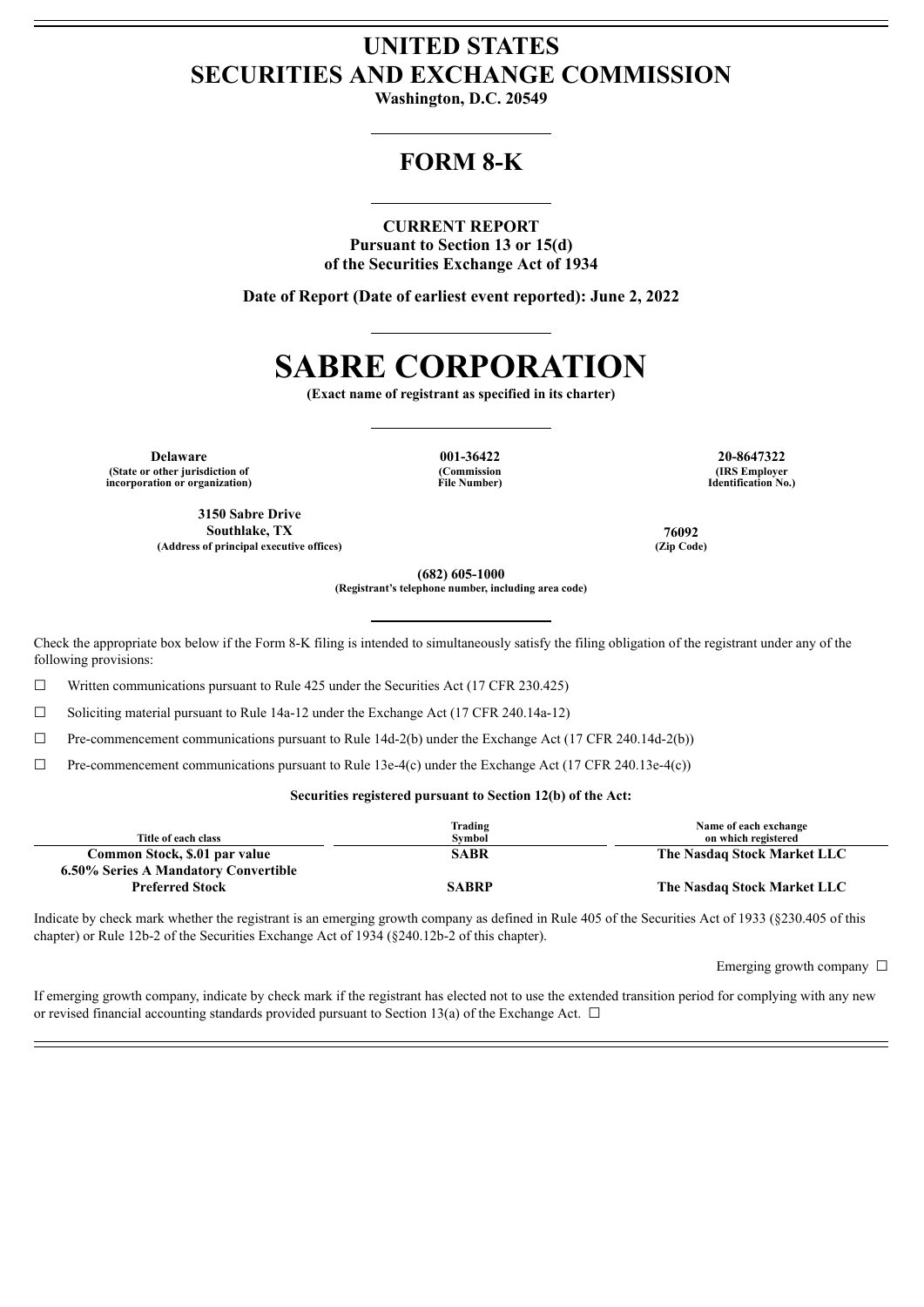# UNITED STATES
# SECURITIES AND EXCHANGE COMMISSION

**Washington, D.C. 20549**

## FORM 8-K

**CURRENT REPORT**
**Pursuant to Section 13 or 15(d)**
**of the Securities Exchange Act of 1934**

**Date of Report (Date of earliest event reported): June 2, 2022**

# SABRE CORPORATION

**(Exact name of registrant as specified in its charter)**

| Delaware | 001-36422 | 20-8647322 |
|---|---|---|
| (State or other jurisdiction of incorporation or organization) | (Commission File Number) | (IRS Employer Identification No.) |

| 3150 Sabre Drive Southlake, TX | 76092 |
|---|---|
| (Address of principal executive offices) | (Zip Code) |

**(682) 605-1000**
**(Registrant's telephone number, including area code)**

Check the appropriate box below if the Form 8-K filing is intended to simultaneously satisfy the filing obligation of the registrant under any of the following provisions:

☐ Written communications pursuant to Rule 425 under the Securities Act (17 CFR 230.425)

☐ Soliciting material pursuant to Rule 14a-12 under the Exchange Act (17 CFR 240.14a-12)

☐ Pre-commencement communications pursuant to Rule 14d-2(b) under the Exchange Act (17 CFR 240.14d-2(b))

☐ Pre-commencement communications pursuant to Rule 13e-4(c) under the Exchange Act (17 CFR 240.13e-4(c))

**Securities registered pursuant to Section 12(b) of the Act:**

| Title of each class | Trading Symbol | Name of each exchange on which registered |
|---|---|---|
| **Common Stock, $.01 par value** | **SABR** | **The Nasdaq Stock Market LLC** |
| **6.50% Series A Mandatory Convertible Preferred Stock** | **SABRP** | **The Nasdaq Stock Market LLC** |

Indicate by check mark whether the registrant is an emerging growth company as defined in Rule 405 of the Securities Act of 1933 (§230.405 of this chapter) or Rule 12b-2 of the Securities Exchange Act of 1934 (§240.12b-2 of this chapter).

Emerging growth company ☐

If emerging growth company, indicate by check mark if the registrant has elected not to use the extended transition period for complying with any new or revised financial accounting standards provided pursuant to Section 13(a) of the Exchange Act. ☐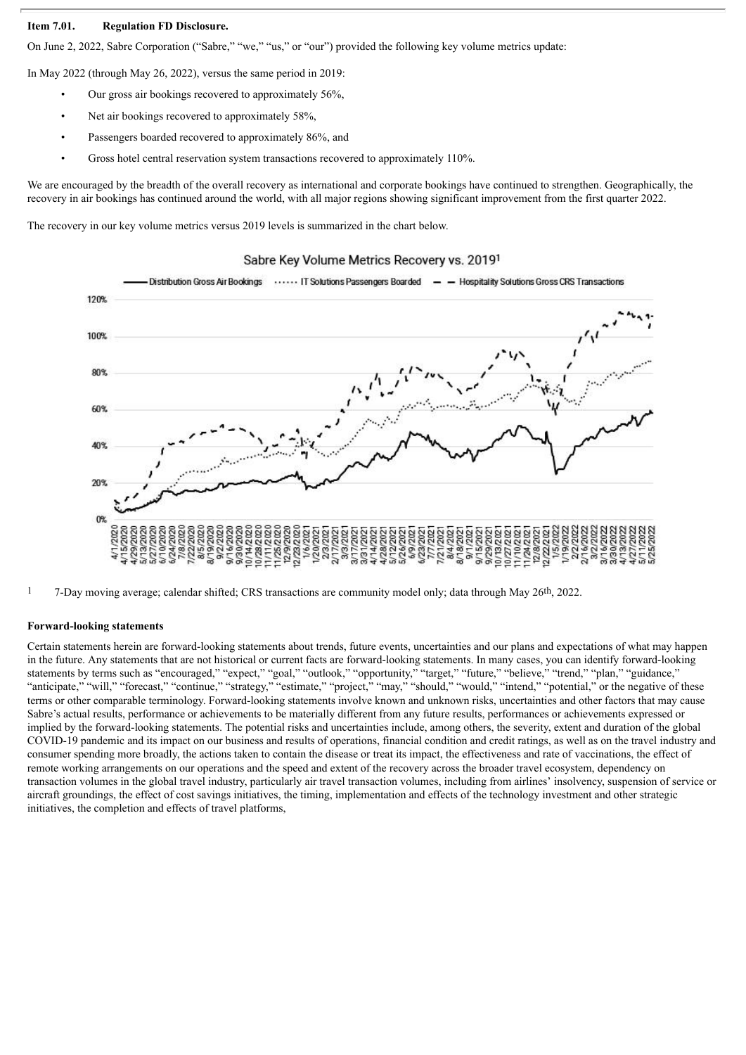**Item 7.01. Regulation FD Disclosure.**

On June 2, 2022, Sabre Corporation ("Sabre," "we," "us," or "our") provided the following key volume metrics update:

In May 2022 (through May 26, 2022), versus the same period in 2019:

- Our gross air bookings recovered to approximately 56%,
- Net air bookings recovered to approximately 58%,
- Passengers boarded recovered to approximately 86%, and
- Gross hotel central reservation system transactions recovered to approximately 110%.

We are encouraged by the breadth of the overall recovery as international and corporate bookings have continued to strengthen. Geographically, the recovery in air bookings has continued around the world, with all major regions showing significant improvement from the first quarter 2022.

The recovery in our key volume metrics versus 2019 levels is summarized in the chart below.

Sabre Key Volume Metrics Recovery vs. 2019[1]

[1] 7-Day moving average; calendar shifted; CRS transactions are community model only; data through May 26th, 2022.

**Forward-looking statements**

Certain statements herein are forward-looking statements about trends, future events, uncertainties and our plans and expectations of what may happen in the future. Any statements that are not historical or current facts are forward-looking statements. In many cases, you can identify forward-looking statements by terms such as "encouraged," "expect," "goal," "outlook," "opportunity," "target," "future," "believe," "trend," "plan," "guidance," "anticipate," "will," "forecast," "continue," "strategy," "estimate," "project," "may," "should," "would," "intend," "potential," or the negative of these terms or other comparable terminology. Forward-looking statements involve known and unknown risks, uncertainties and other factors that may cause Sabre's actual results, performance or achievements to be materially different from any future results, performances or achievements expressed or implied by the forward-looking statements. The potential risks and uncertainties include, among others, the severity, extent and duration of the global COVID-19 pandemic and its impact on our business and results of operations, financial condition and credit ratings, as well as on the travel industry and consumer spending more broadly, the actions taken to contain the disease or treat its impact, the effectiveness and rate of vaccinations, the effect of remote working arrangements on our operations and the speed and extent of the recovery across the broader travel ecosystem, dependency on transaction volumes in the global travel industry, particularly air travel transaction volumes, including from airlines' insolvency, suspension of service or aircraft groundings, the effect of cost savings initiatives, the timing, implementation and effects of the technology investment and other strategic initiatives, the completion and effects of travel platforms,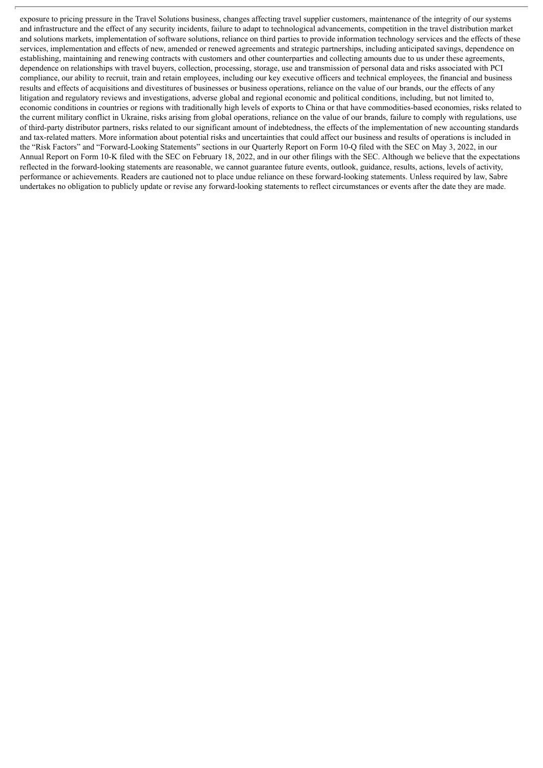exposure to pricing pressure in the Travel Solutions business, changes affecting travel supplier customers, maintenance of the integrity of our systems and infrastructure and the effect of any security incidents, failure to adapt to technological advancements, competition in the travel distribution market and solutions markets, implementation of software solutions, reliance on third parties to provide information technology services and the effects of these services, implementation and effects of new, amended or renewed agreements and strategic partnerships, including anticipated savings, dependence on establishing, maintaining and renewing contracts with customers and other counterparties and collecting amounts due to us under these agreements, dependence on relationships with travel buyers, collection, processing, storage, use and transmission of personal data and risks associated with PCI compliance, our ability to recruit, train and retain employees, including our key executive officers and technical employees, the financial and business results and effects of acquisitions and divestitures of businesses or business operations, reliance on the value of our brands, our the effects of any litigation and regulatory reviews and investigations, adverse global and regional economic and political conditions, including, but not limited to, economic conditions in countries or regions with traditionally high levels of exports to China or that have commodities-based economies, risks related to the current military conflict in Ukraine, risks arising from global operations, reliance on the value of our brands, failure to comply with regulations, use of third-party distributor partners, risks related to our significant amount of indebtedness, the effects of the implementation of new accounting standards and tax-related matters. More information about potential risks and uncertainties that could affect our business and results of operations is included in the "Risk Factors" and "Forward-Looking Statements" sections in our Quarterly Report on Form 10-Q filed with the SEC on May 3, 2022, in our Annual Report on Form 10-K filed with the SEC on February 18, 2022, and in our other filings with the SEC. Although we believe that the expectations reflected in the forward-looking statements are reasonable, we cannot guarantee future events, outlook, guidance, results, actions, levels of activity, performance or achievements. Readers are cautioned not to place undue reliance on these forward-looking statements. Unless required by law, Sabre undertakes no obligation to publicly update or revise any forward-looking statements to reflect circumstances or events after the date they are made.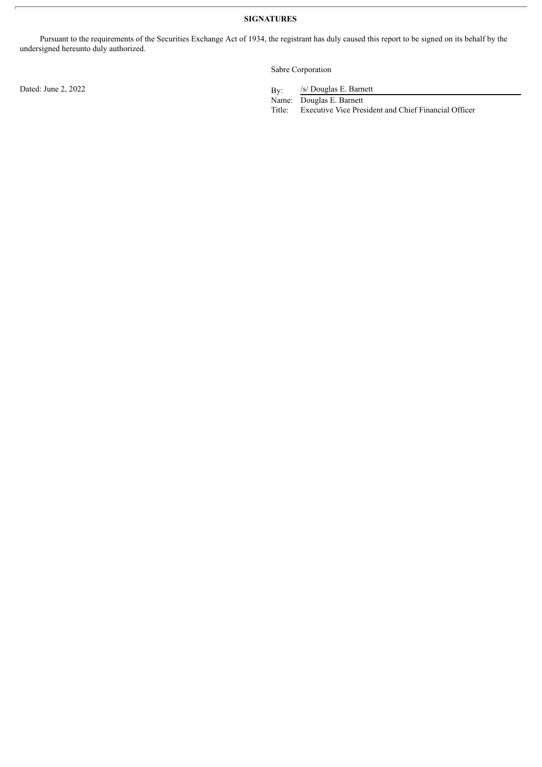**SIGNATURES**

Pursuant to the requirements of the Securities Exchange Act of 1934, the registrant has duly caused this report to be signed on its behalf by the undersigned hereunto duly authorized.

Sabre Corporation

Dated: June 2, 2022

By: /s/ Douglas E. Barnett
Name: Douglas E. Barnett
Title: Executive Vice President and Chief Financial Officer